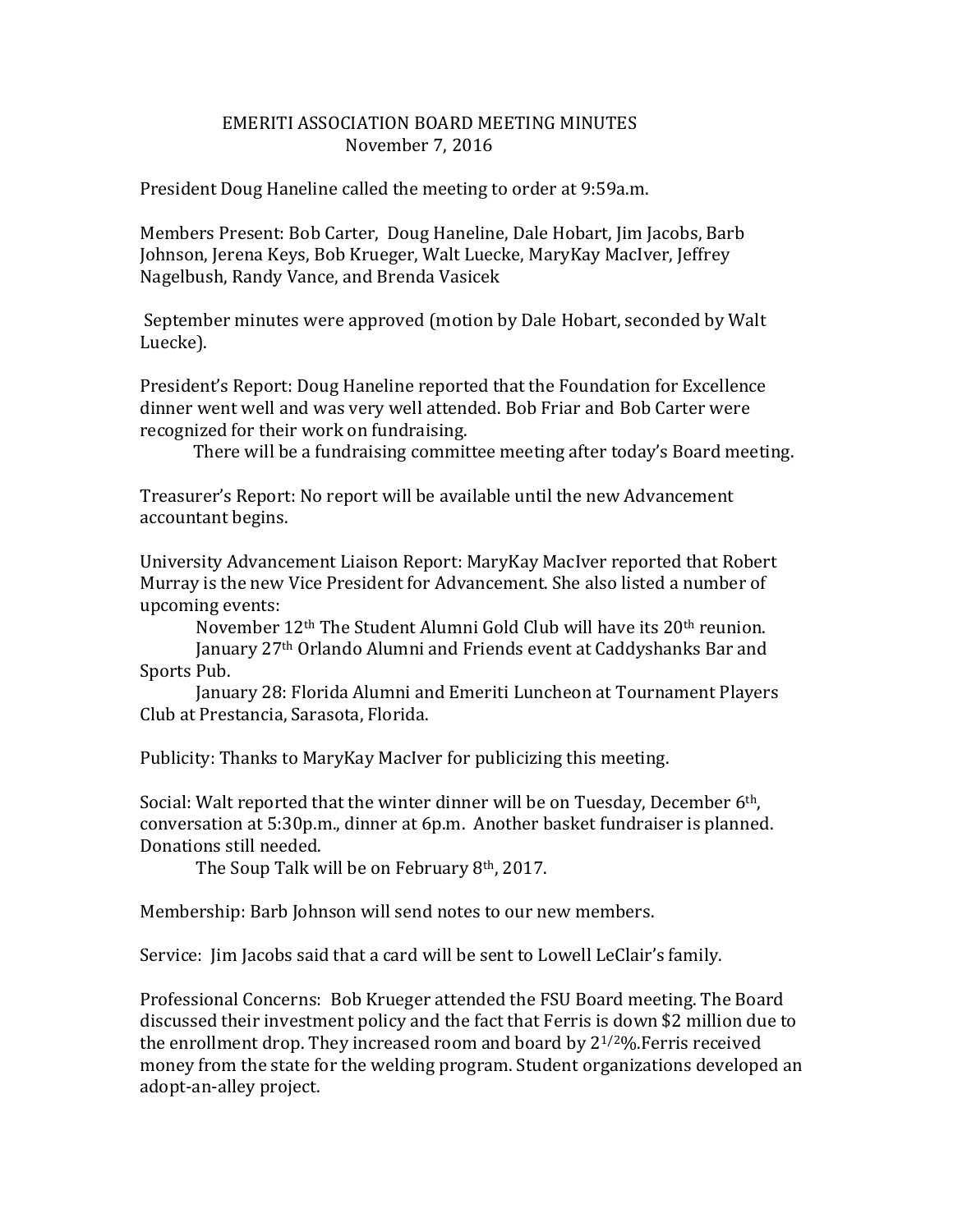# EMERITI ASSOCIATION BOARD MEETING MINUTES
## November 7, 2016

President Doug Haneline called the meeting to order at 9:59a.m.

Members Present: Bob Carter, Doug Haneline, Dale Hobart, Jim Jacobs, Barb Johnson, Jerena Keys, Bob Krueger, Walt Luecke, MaryKay MacIver, Jeffrey Nagelbush, Randy Vance, and Brenda Vasicek

September minutes were approved (motion by Dale Hobart, seconded by Walt Luecke).

President's Report: Doug Haneline reported that the Foundation for Excellence dinner went well and was very well attended. Bob Friar and Bob Carter were recognized for their work on fundraising.

There will be a fundraising committee meeting after today's Board meeting.

Treasurer's Report: No report will be available until the new Advancement accountant begins.

University Advancement Liaison Report: MaryKay MacIver reported that Robert Murray is the new Vice President for Advancement. She also listed a number of upcoming events:

November 12th The Student Alumni Gold Club will have its 20th reunion.

January 27th Orlando Alumni and Friends event at Caddyshanks Bar and Sports Pub.

January 28: Florida Alumni and Emeriti Luncheon at Tournament Players Club at Prestancia, Sarasota, Florida.

Publicity: Thanks to MaryKay MacIver for publicizing this meeting.

Social: Walt reported that the winter dinner will be on Tuesday, December 6th, conversation at 5:30p.m., dinner at 6p.m. Another basket fundraiser is planned. Donations still needed.

The Soup Talk will be on February 8th, 2017.

Membership: Barb Johnson will send notes to our new members.

Service: Jim Jacobs said that a card will be sent to Lowell LeClair's family.

Professional Concerns: Bob Krueger attended the FSU Board meeting. The Board discussed their investment policy and the fact that Ferris is down $2 million due to the enrollment drop. They increased room and board by 2 1/2%. Ferris received money from the state for the welding program. Student organizations developed an adopt-an-alley project.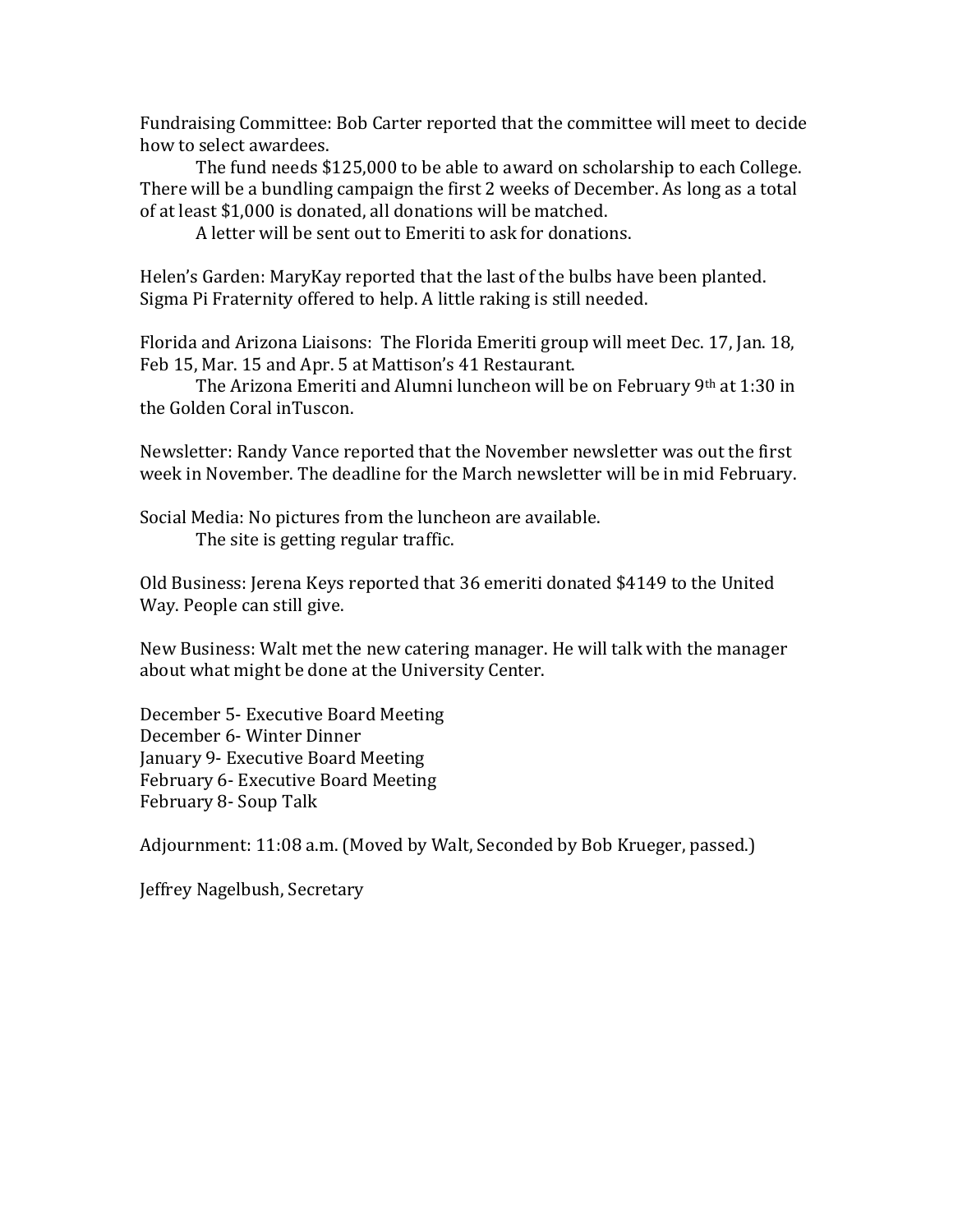Fundraising Committee: Bob Carter reported that the committee will meet to decide how to select awardees.

The fund needs $125,000 to be able to award on scholarship to each College. There will be a bundling campaign the first 2 weeks of December. As long as a total of at least $1,000 is donated, all donations will be matched.

A letter will be sent out to Emeriti to ask for donations.

Helen's Garden: MaryKay reported that the last of the bulbs have been planted. Sigma Pi Fraternity offered to help. A little raking is still needed.

Florida and Arizona Liaisons: The Florida Emeriti group will meet Dec. 17, Jan. 18, Feb 15, Mar. 15 and Apr. 5 at Mattison's 41 Restaurant.

The Arizona Emeriti and Alumni luncheon will be on February 9th at 1:30 in the Golden Coral inTuscon.

Newsletter: Randy Vance reported that the November newsletter was out the first week in November. The deadline for the March newsletter will be in mid February.

Social Media: No pictures from the luncheon are available.

The site is getting regular traffic.

Old Business: Jerena Keys reported that 36 emeriti donated $4149 to the United Way. People can still give.

New Business: Walt met the new catering manager. He will talk with the manager about what might be done at the University Center.

December 5- Executive Board Meeting
December 6- Winter Dinner
January 9- Executive Board Meeting
February 6- Executive Board Meeting
February 8- Soup Talk

Adjournment: 11:08 a.m. (Moved by Walt, Seconded by Bob Krueger, passed.)

Jeffrey Nagelbush, Secretary